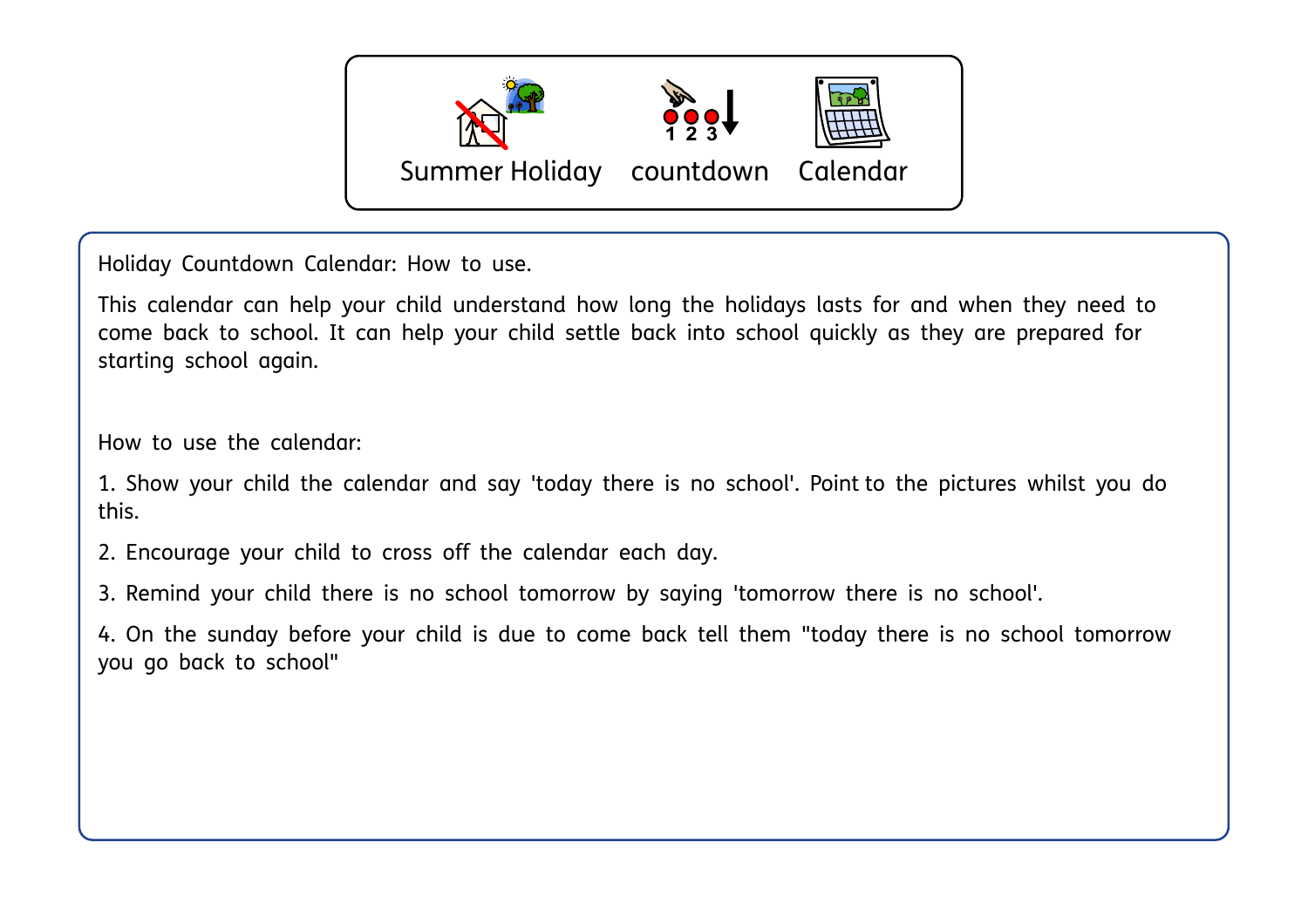Summer Holiday countdown Calendar

Holiday Countdown Calendar: How to use.

This calendar can help your child understand how long the holidays lasts for and when they need to come back to school. It can help your child settle back into school quickly as they are prepared for starting school again.

How to use the calendar:

1. Show your child the calendar and say 'today there is no school'. Point to the pictures whilst you do this.
2. Encourage your child to cross off the calendar each day.
3. Remind your child there is no school tomorrow by saying 'tomorrow there is no school'.
4. On the sunday before your child is due to come back tell them "today there is no school tomorrow you go back to school"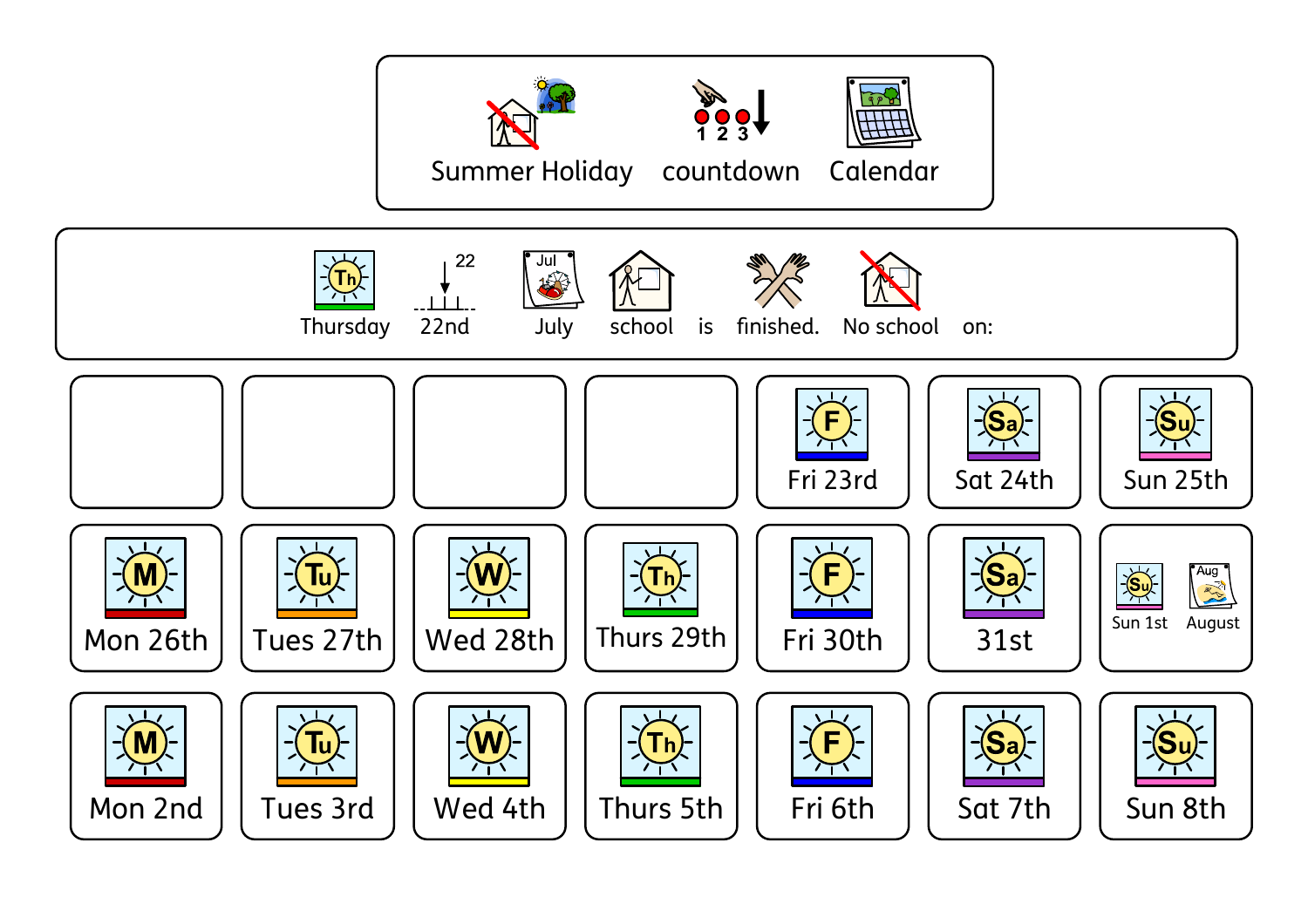# Summer Holiday countdown Calendar

Thursday 22nd July school is finished. No school on:

| | | | | | | |
|---|---|---|---|---|---|---|
| | | | | Fri 23rd | Sat 24th | Sun 25th |
| Mon 26th | Tues 27th | Wed 28th | Thurs 29th | Fri 30th | 31st | Sun 1st August |
| Mon 2nd | Tues 3rd | Wed 4th | Thurs 5th | Fri 6th | Sat 7th | Sun 8th |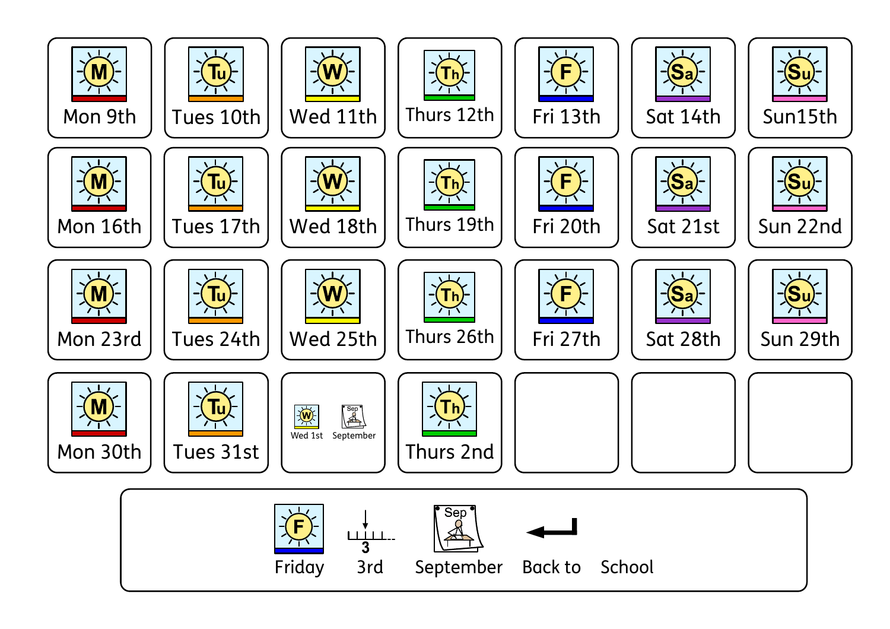| | | | | | | |
|---|---|---|---|---|---|---|
| Mon 9th | Tues 10th | Wed 11th | Thurs 12th | Fri 13th | Sat 14th | Sun15th |
| Mon 16th | Tues 17th | Wed 18th | Thurs 19th | Fri 20th | Sat 21st | Sun 22nd |
| Mon 23rd | Tues 24th | Wed 25th | Thurs 26th | Fri 27th | Sat 28th | Sun 29th |
| Mon 30th | Tues 31st | Wed 1st September | Thurs 2nd | | | |

Friday 3rd September Back to School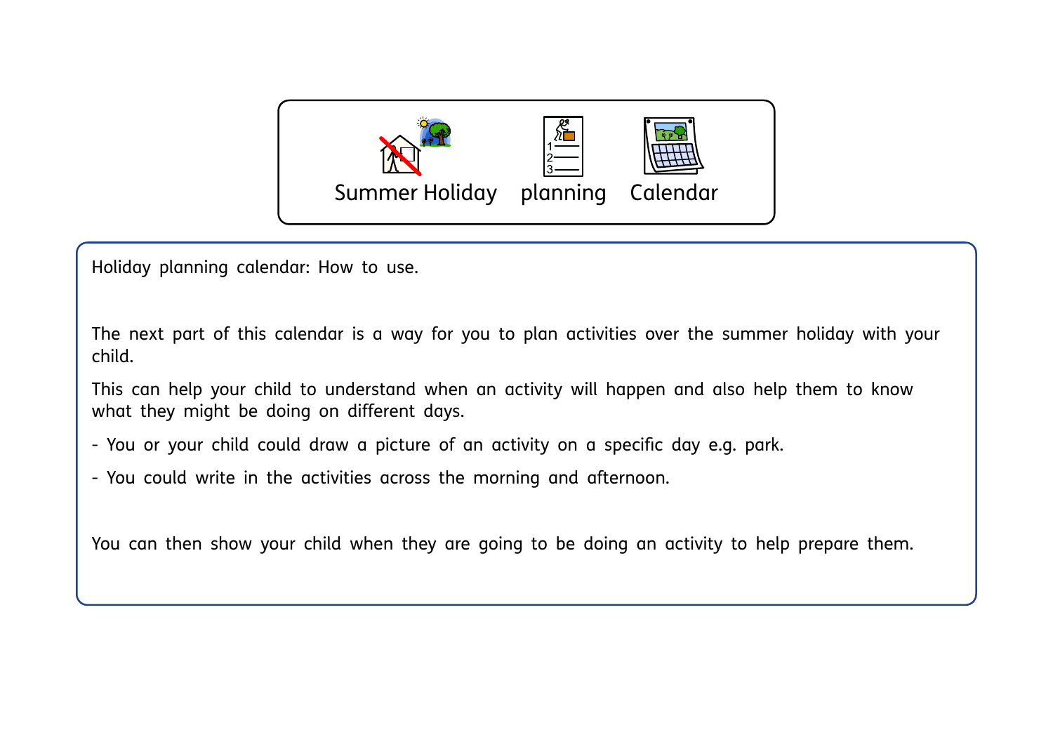# Summer Holiday planning Calendar

Holiday planning calendar: How to use.

The next part of this calendar is a way for you to plan activities over the summer holiday with your child.

This can help your child to understand when an activity will happen and also help them to know what they might be doing on different days.

- You or your child could draw a picture of an activity on a specific day e.g. park.
- You could write in the activities across the morning and afternoon.

You can then show your child when they are going to be doing an activity to help prepare them.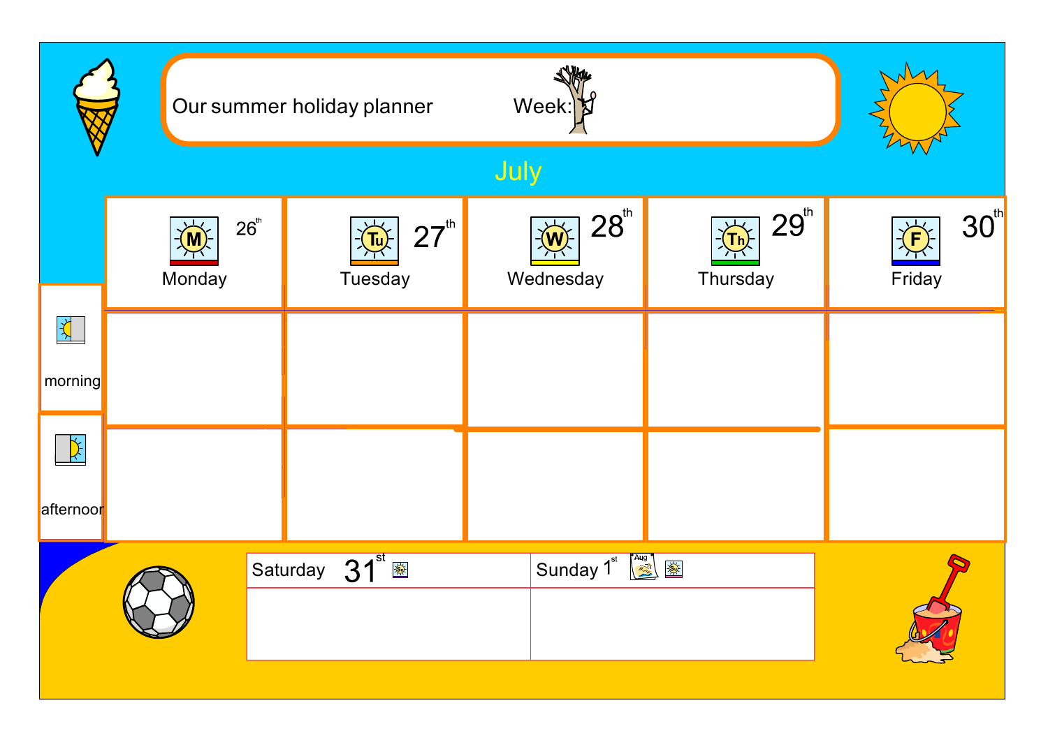Our summer holiday planner Week:

July

| | Monday 26th | Tuesday 27th | Wednesday 28th | Thursday 29th | Friday 30th |
|---|---|---|---|---|---|
| morning | | | | | |
| afternoon | | | | | |

| Saturday 31st | Sunday 1st |
|---|---|
| | |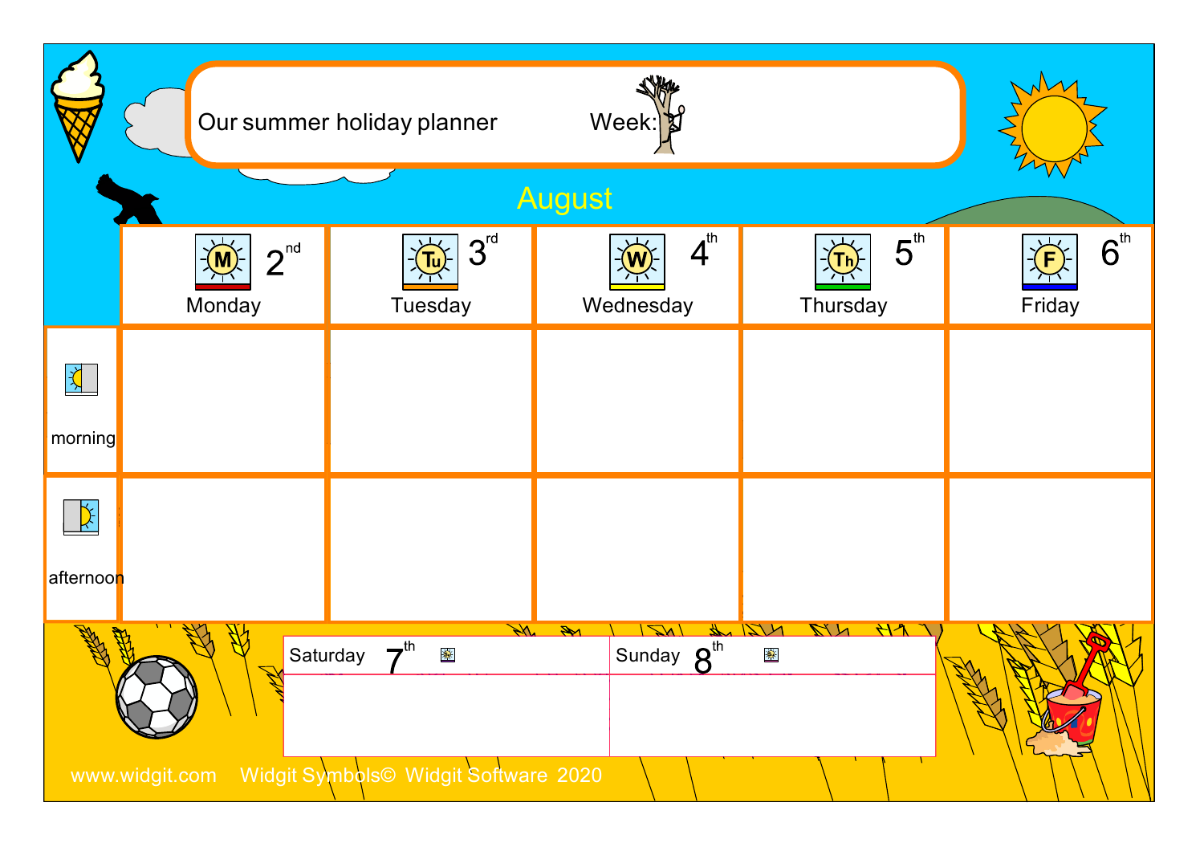# Our summer holiday planner

Week:

## August

| | Monday 2nd | Tuesday 3rd | Wednesday 4th | Thursday 5th | Friday 6th |
|---|---|---|---|---|---|
| morning | | | | | |
| afternoon | | | | | |

| Saturday 7th | Sunday 8th |
|---|---|
| | |

www.widgit.com Widgit Symbols© Widgit Software 2020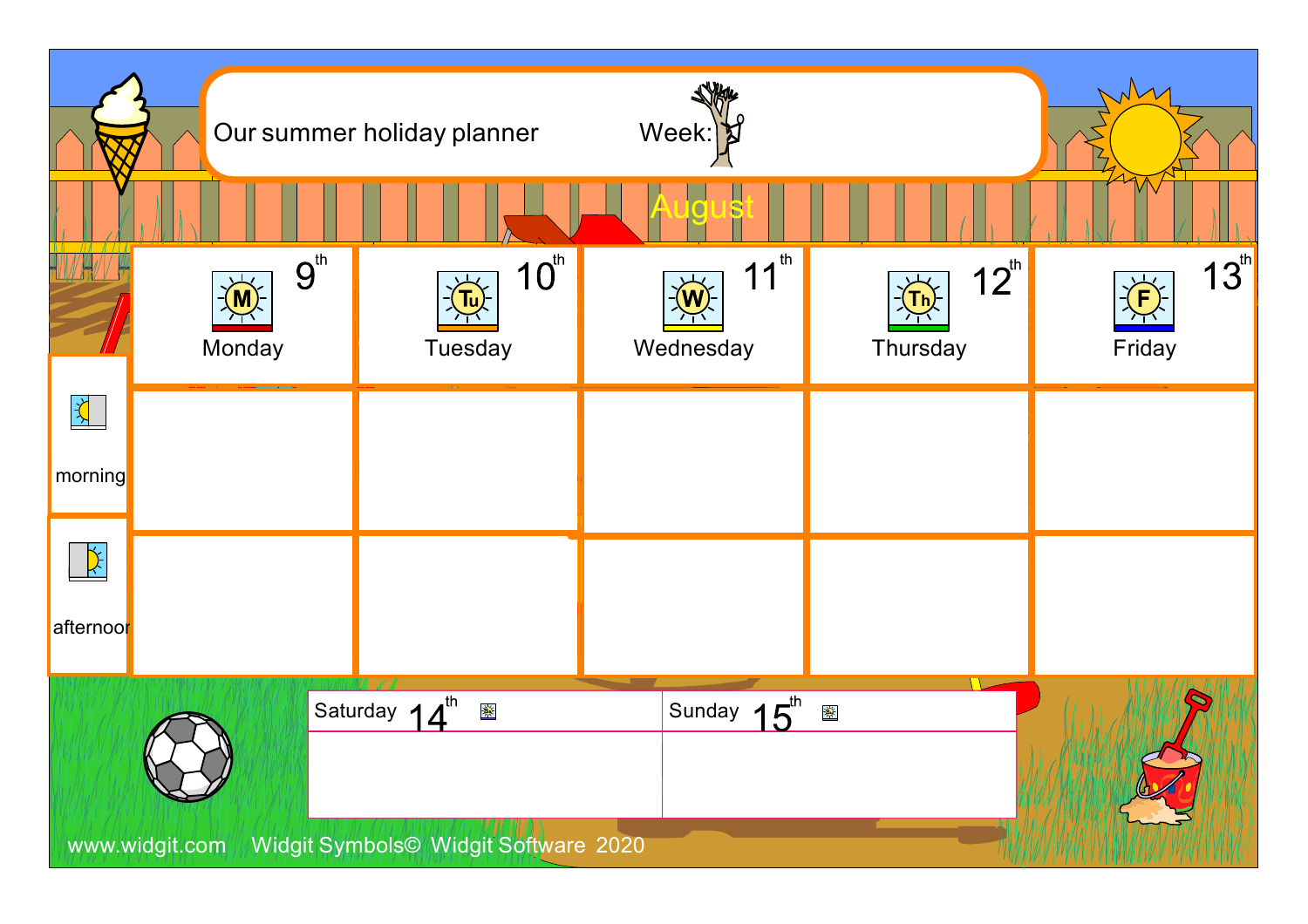# Our summer holiday planner

Week:

August

| | Monday 9th | Tuesday 10th | Wednesday 11th | Thursday 12th | Friday 13th |
|---|---|---|---|---|---|
| morning | | | | | |
| afternoon | | | | | |

| Saturday 14th | Sunday 15th |
|---|---|
| | |

www.widgit.com Widgit Symbols© Widgit Software 2020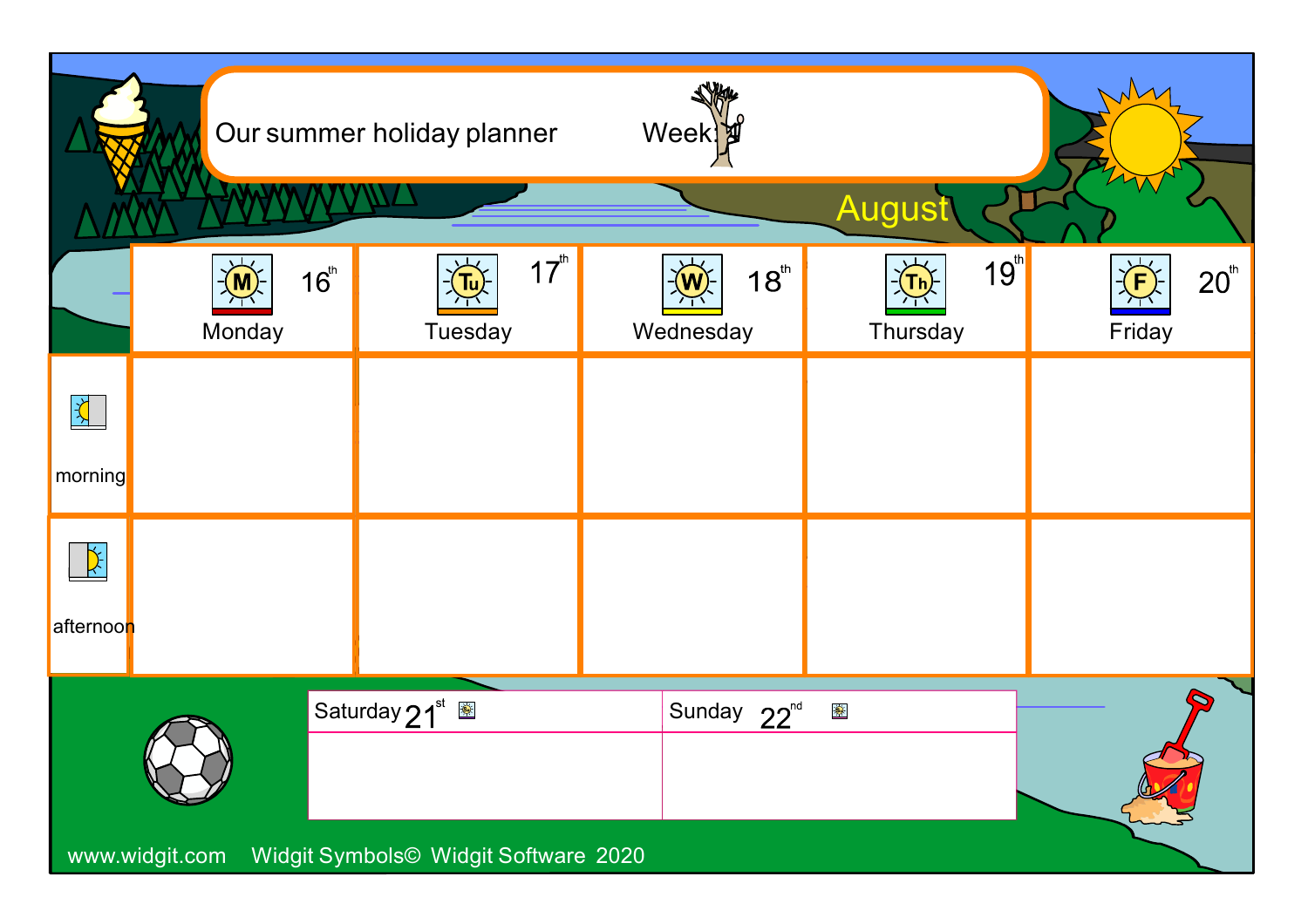# Our summer holiday planner

Week:

August

| | Monday 16th | Tuesday 17th | Wednesday 18th | Thursday 19th | Friday 20th |
|---|---|---|---|---|---|
| morning | | | | | |
| afternoon | | | | | |

| Saturday 21st | Sunday 22nd |
|---|---|
| | |

www.widgit.com Widgit Symbols© Widgit Software 2020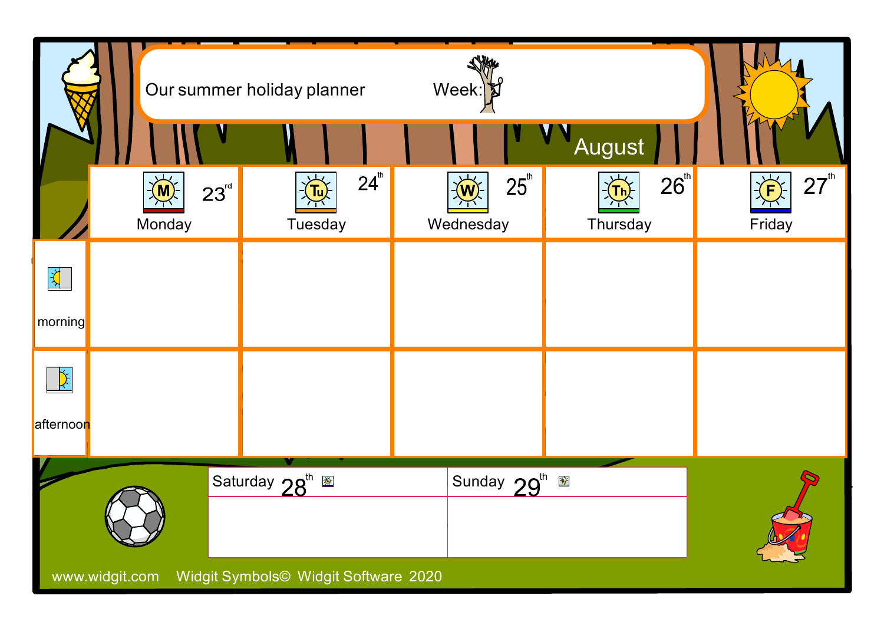# Our summer holiday planner

Week:

## August

| | Monday 23rd | Tuesday 24th | Wednesday 25th | Thursday 26th | Friday 27th |
|---|---|---|---|---|---|
| morning | | | | | |
| afternoon | | | | | |

| Saturday 28th | Sunday 29th |
|---|---|
| | |

www.widgit.com Widgit Symbols© Widgit Software 2020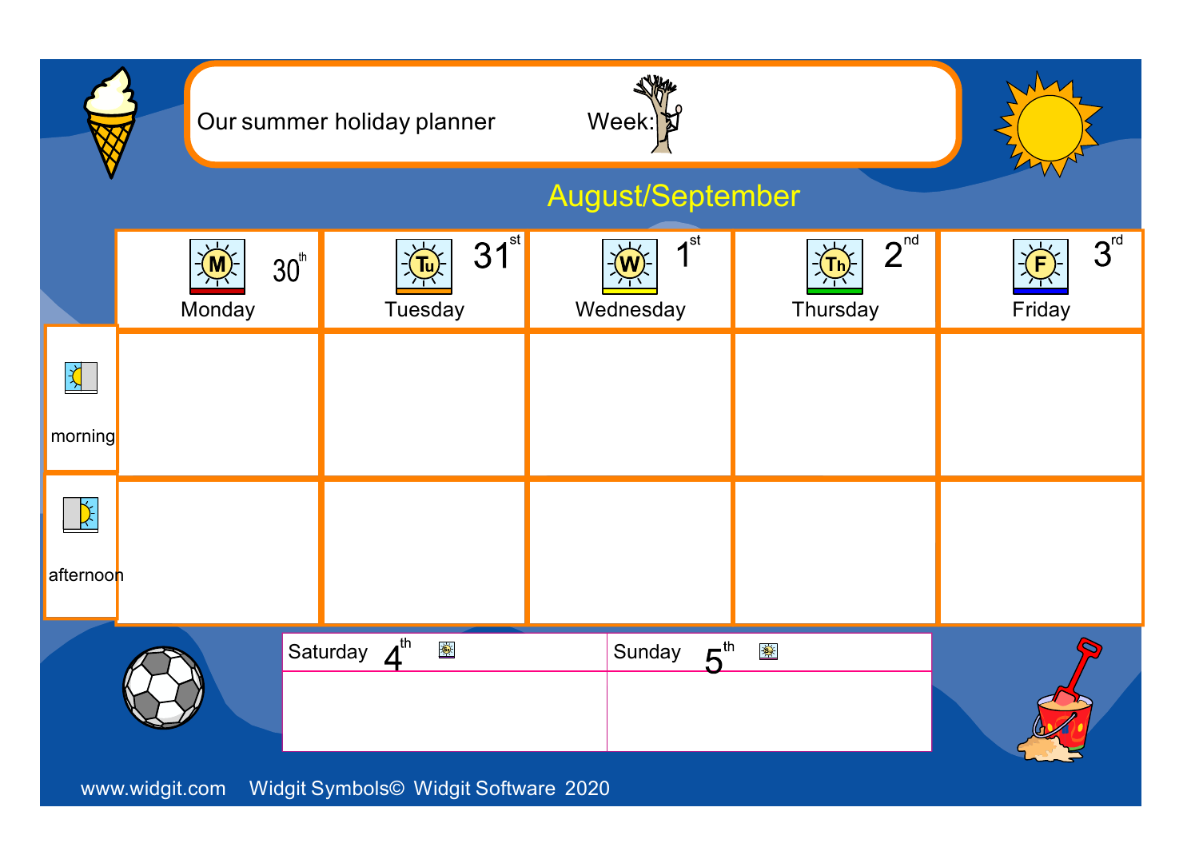Our summer holiday planner Week:

August/September

| | Monday 30th | Tuesday 31st | Wednesday 1st | Thursday 2nd | Friday 3rd |
|---|---|---|---|---|---|
| morning | | | | | |
| afternoon | | | | | |

| Saturday 4th | Sunday 5th |
|---|---|
| | |

www.widgit.com Widgit Symbols© Widgit Software 2020